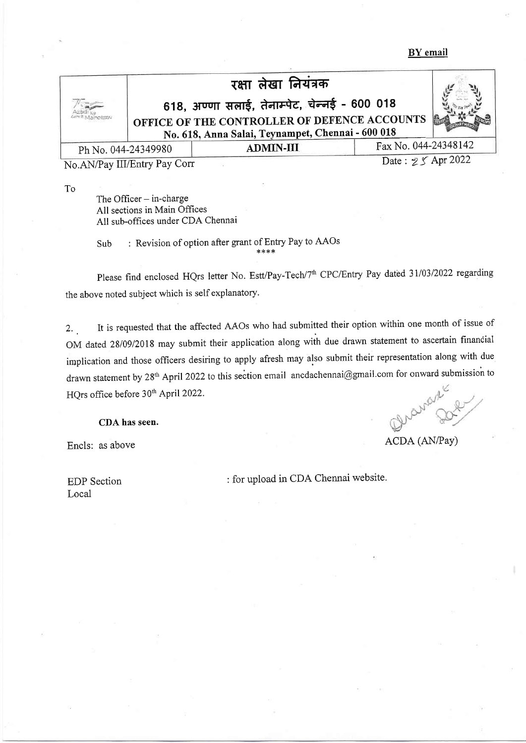**BY email**

| रक्षा लेखा नियंत्रक<br>618, अण्णा सलाई, तेनाम्पेट, चेन्नई - 600 018<br>**OFFICE OF THE CONTROLLER OF DEFENCE ACCOUNTS**<br>**No. 618, Anna Salai, Teynampet, Chennai - 600 018** | | |
|---|---|---|
| Ph No. 044-24349980 | **ADMIN-III** | Fax No. 044-24348142 |

No.AN/Pay III/Entry Pay Corr

Date : 25 Apr 2022

To

The Officer – in-charge
All sections in Main Offices
All sub-offices under CDA Chennai

Sub : Revision of option after grant of Entry Pay to AAOs

****

Please find enclosed HQrs letter No. Estt/Pay-Tech/7th CPC/Entry Pay dated 31/03/2022 regarding the above noted subject which is self explanatory.

2. It is requested that the affected AAOs who had submitted their option within one month of issue of OM dated 28/09/2018 may submit their application along with due drawn statement to ascertain financial implication and those officers desiring to apply afresh may also submit their representation along with due drawn statement by 28th April 2022 to this section email ancdachennai@gmail.com for onward submission to HQrs office before 30th April 2022.

**CDA has seen.**

ACDA (AN/Pay)

Encls: as above

EDP Section
Local

: for upload in CDA Chennai website.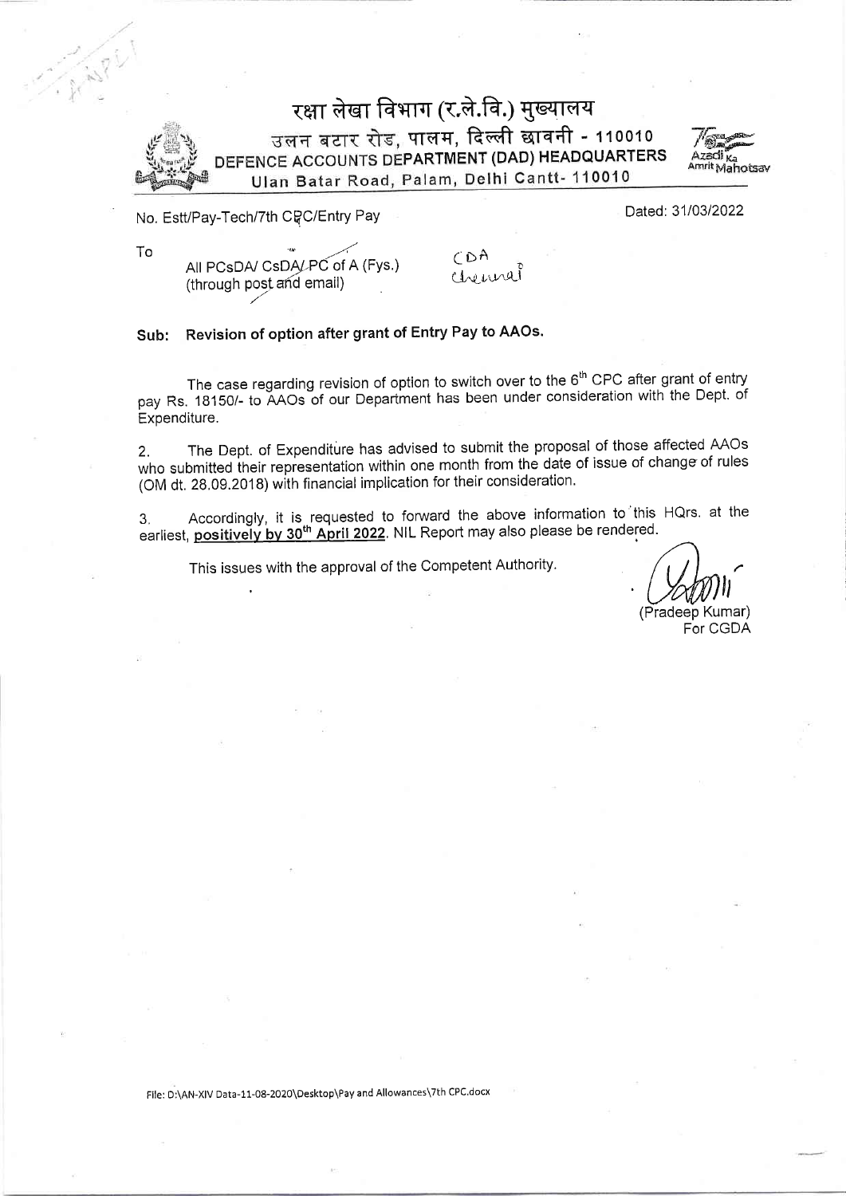# रक्षा लेखा विभाग (र.ले.वि.) मुख्यालय

उलन बटार रोड, पालम, दिल्ली छावनी - 110010

DEFENCE ACCOUNTS DEPARTMENT (DAD) HEADQUARTERS

Ulan Batar Road, Palam, Delhi Cantt- 110010

No. Estt/Pay-Tech/7th CPC/Entry Pay

Dated: 31/03/2022

To

All PCsDA/ CsDA/ PC of A (Fys.)
(through post and email)

CDA Chennai

**Sub: Revision of option after grant of Entry Pay to AAOs.**

The case regarding revision of option to switch over to the 6th CPC after grant of entry pay Rs. 18150/- to AAOs of our Department has been under consideration with the Dept. of Expenditure.

2. The Dept. of Expenditure has advised to submit the proposal of those affected AAOs who submitted their representation within one month from the date of issue of change of rules (OM dt. 28.09.2018) with financial implication for their consideration.

3. Accordingly, it is requested to forward the above information to this HQrs. at the earliest, **positively by 30th April 2022**. NIL Report may also please be rendered.

This issues with the approval of the Competent Authority.

(Pradeep Kumar)
For CGDA

File: D:\AN-XIV Data-11-08-2020\Desktop\Pay and Allowances\7th CPC.docx